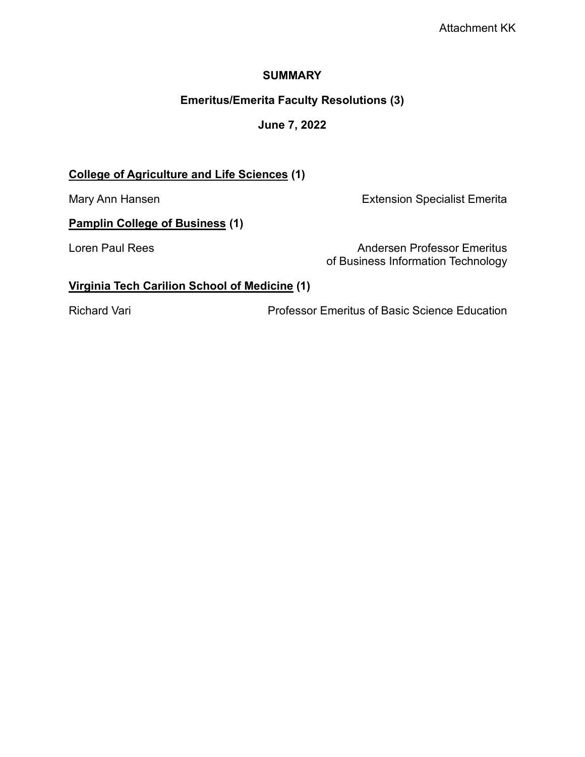Attachment KK

# SUMMARY

## Emeritus/Emerita Faculty Resolutions (3)

## June 7, 2022

**College of Agriculture and Life Sciences (1)**

Mary Ann Hansen — Extension Specialist Emerita

**Pamplin College of Business (1)**

Loren Paul Rees — Andersen Professor Emeritus of Business Information Technology

**Virginia Tech Carilion School of Medicine (1)**

Richard Vari — Professor Emeritus of Basic Science Education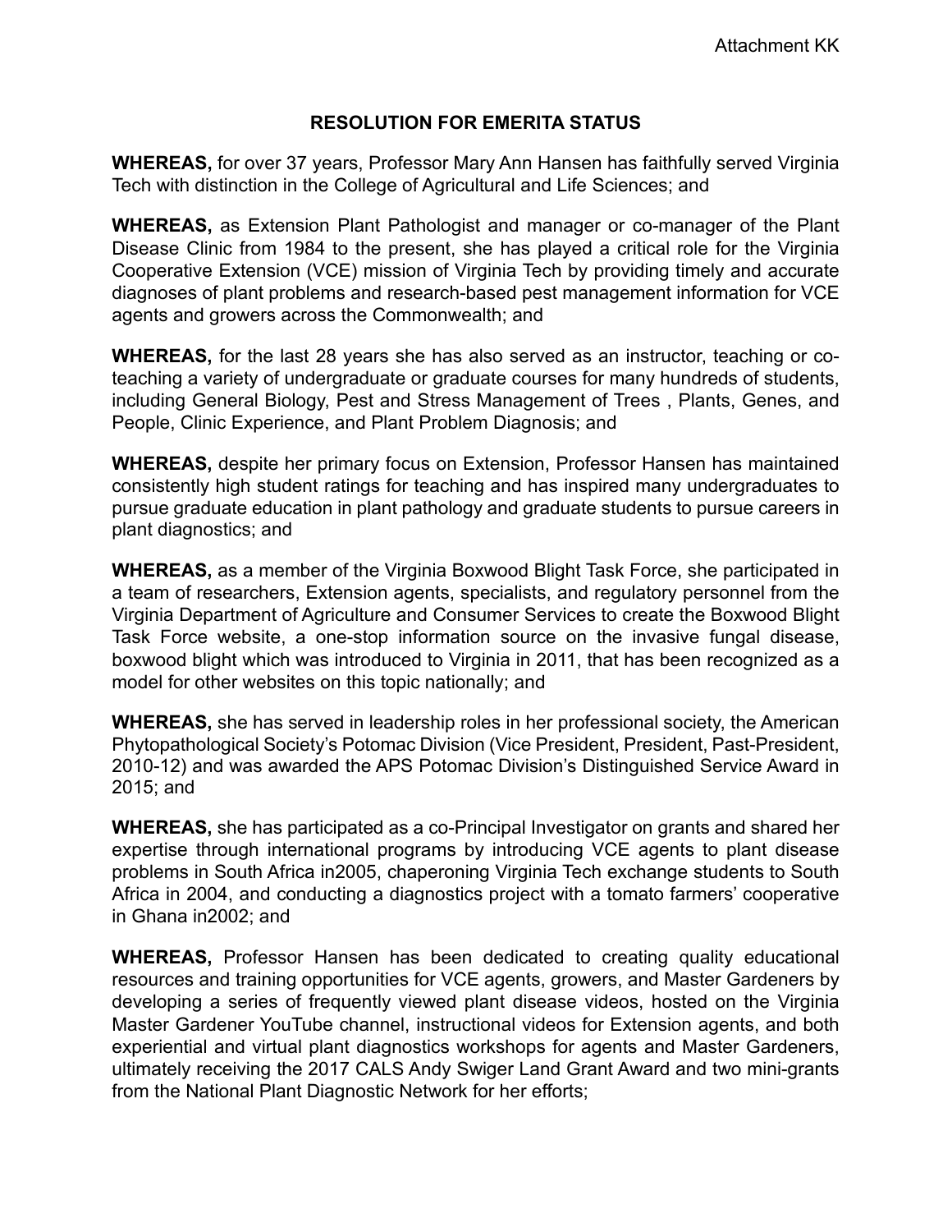Attachment KK

## RESOLUTION FOR EMERITA STATUS

**WHEREAS,** for over 37 years, Professor Mary Ann Hansen has faithfully served Virginia Tech with distinction in the College of Agricultural and Life Sciences; and

**WHEREAS,** as Extension Plant Pathologist and manager or co-manager of the Plant Disease Clinic from 1984 to the present, she has played a critical role for the Virginia Cooperative Extension (VCE) mission of Virginia Tech by providing timely and accurate diagnoses of plant problems and research-based pest management information for VCE agents and growers across the Commonwealth; and

**WHEREAS,** for the last 28 years she has also served as an instructor, teaching or co-teaching a variety of undergraduate or graduate courses for many hundreds of students, including General Biology, Pest and Stress Management of Trees , Plants, Genes, and People, Clinic Experience, and Plant Problem Diagnosis; and

**WHEREAS,** despite her primary focus on Extension, Professor Hansen has maintained consistently high student ratings for teaching and has inspired many undergraduates to pursue graduate education in plant pathology and graduate students to pursue careers in plant diagnostics; and

**WHEREAS,** as a member of the Virginia Boxwood Blight Task Force, she participated in a team of researchers, Extension agents, specialists, and regulatory personnel from the Virginia Department of Agriculture and Consumer Services to create the Boxwood Blight Task Force website, a one-stop information source on the invasive fungal disease, boxwood blight which was introduced to Virginia in 2011, that has been recognized as a model for other websites on this topic nationally; and

**WHEREAS,** she has served in leadership roles in her professional society, the American Phytopathological Society's Potomac Division (Vice President, President, Past-President, 2010-12) and was awarded the APS Potomac Division's Distinguished Service Award in 2015; and

**WHEREAS,** she has participated as a co-Principal Investigator on grants and shared her expertise through international programs by introducing VCE agents to plant disease problems in South Africa in2005, chaperoning Virginia Tech exchange students to South Africa in 2004, and conducting a diagnostics project with a tomato farmers' cooperative in Ghana in2002; and

**WHEREAS,** Professor Hansen has been dedicated to creating quality educational resources and training opportunities for VCE agents, growers, and Master Gardeners by developing a series of frequently viewed plant disease videos, hosted on the Virginia Master Gardener YouTube channel, instructional videos for Extension agents, and both experiential and virtual plant diagnostics workshops for agents and Master Gardeners, ultimately receiving the 2017 CALS Andy Swiger Land Grant Award and two mini-grants from the National Plant Diagnostic Network for her efforts;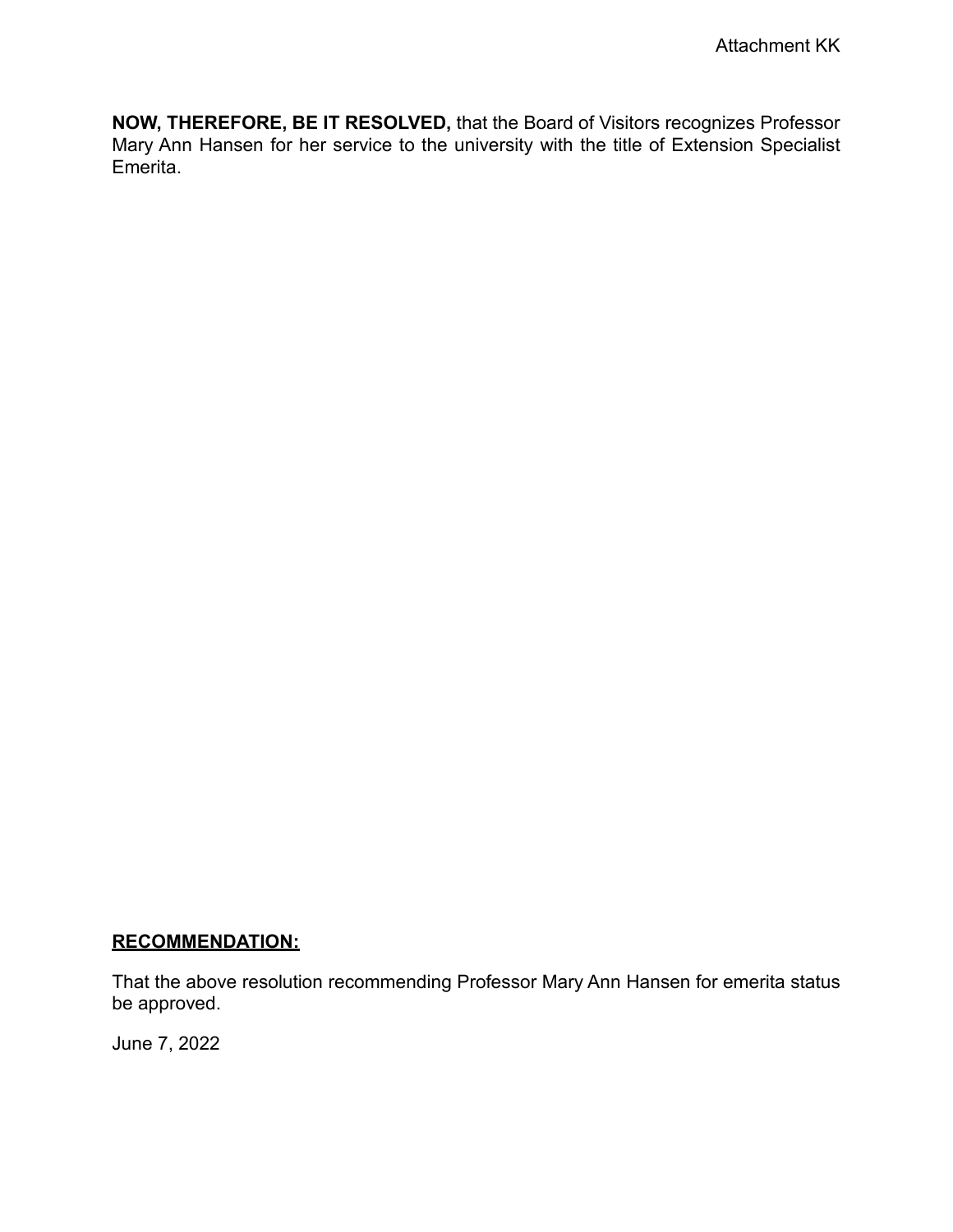Attachment KK

**NOW, THEREFORE, BE IT RESOLVED,** that the Board of Visitors recognizes Professor Mary Ann Hansen for her service to the university with the title of Extension Specialist Emerita.

**RECOMMENDATION:**

That the above resolution recommending Professor Mary Ann Hansen for emerita status be approved.

June 7, 2022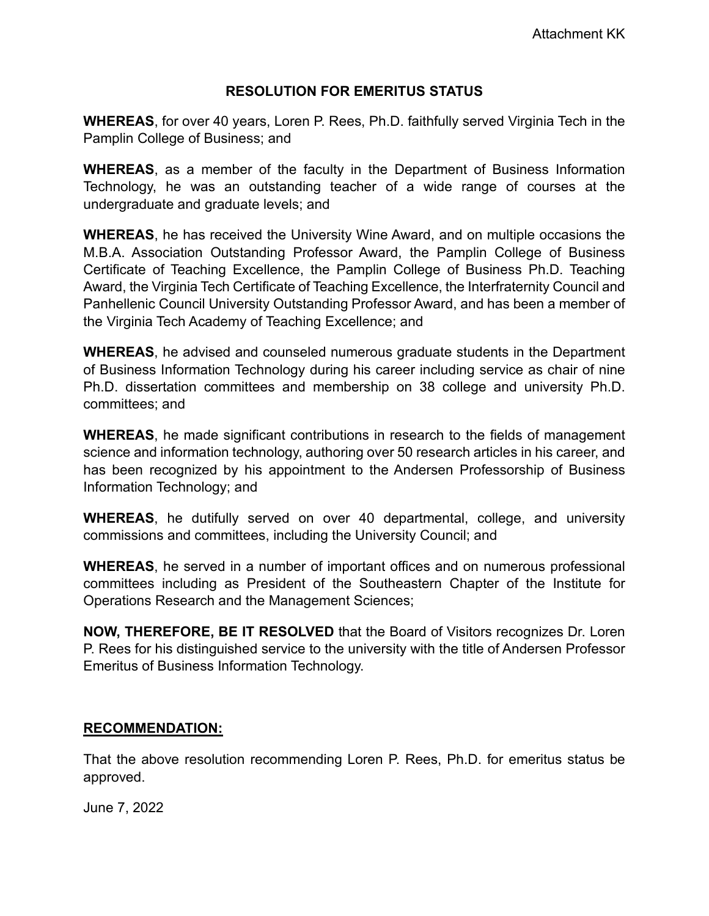Attachment KK

## RESOLUTION FOR EMERITUS STATUS

**WHEREAS**, for over 40 years, Loren P. Rees, Ph.D. faithfully served Virginia Tech in the Pamplin College of Business; and

**WHEREAS**, as a member of the faculty in the Department of Business Information Technology, he was an outstanding teacher of a wide range of courses at the undergraduate and graduate levels; and

**WHEREAS**, he has received the University Wine Award, and on multiple occasions the M.B.A. Association Outstanding Professor Award, the Pamplin College of Business Certificate of Teaching Excellence, the Pamplin College of Business Ph.D. Teaching Award, the Virginia Tech Certificate of Teaching Excellence, the Interfraternity Council and Panhellenic Council University Outstanding Professor Award, and has been a member of the Virginia Tech Academy of Teaching Excellence; and

**WHEREAS**, he advised and counseled numerous graduate students in the Department of Business Information Technology during his career including service as chair of nine Ph.D. dissertation committees and membership on 38 college and university Ph.D. committees; and

**WHEREAS**, he made significant contributions in research to the fields of management science and information technology, authoring over 50 research articles in his career, and has been recognized by his appointment to the Andersen Professorship of Business Information Technology; and

**WHEREAS**, he dutifully served on over 40 departmental, college, and university commissions and committees, including the University Council; and

**WHEREAS**, he served in a number of important offices and on numerous professional committees including as President of the Southeastern Chapter of the Institute for Operations Research and the Management Sciences;

**NOW, THEREFORE, BE IT RESOLVED** that the Board of Visitors recognizes Dr. Loren P. Rees for his distinguished service to the university with the title of Andersen Professor Emeritus of Business Information Technology.

**RECOMMENDATION:**

That the above resolution recommending Loren P. Rees, Ph.D. for emeritus status be approved.

June 7, 2022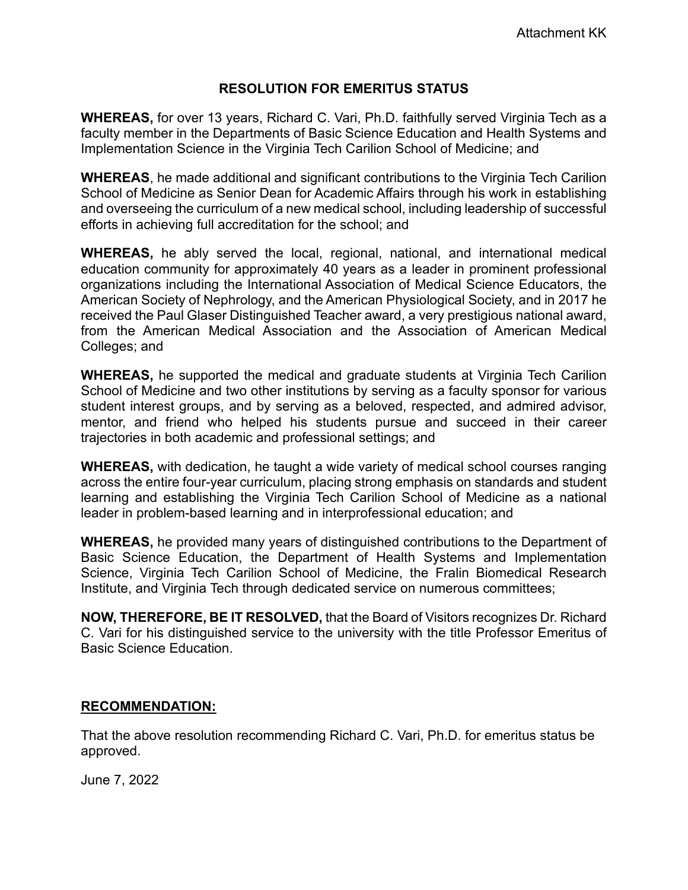Attachment KK

## RESOLUTION FOR EMERITUS STATUS

**WHEREAS,** for over 13 years, Richard C. Vari, Ph.D. faithfully served Virginia Tech as a faculty member in the Departments of Basic Science Education and Health Systems and Implementation Science in the Virginia Tech Carilion School of Medicine; and

**WHEREAS**, he made additional and significant contributions to the Virginia Tech Carilion School of Medicine as Senior Dean for Academic Affairs through his work in establishing and overseeing the curriculum of a new medical school, including leadership of successful efforts in achieving full accreditation for the school; and

**WHEREAS,** he ably served the local, regional, national, and international medical education community for approximately 40 years as a leader in prominent professional organizations including the International Association of Medical Science Educators, the American Society of Nephrology, and the American Physiological Society, and in 2017 he received the Paul Glaser Distinguished Teacher award, a very prestigious national award, from the American Medical Association and the Association of American Medical Colleges; and

**WHEREAS,** he supported the medical and graduate students at Virginia Tech Carilion School of Medicine and two other institutions by serving as a faculty sponsor for various student interest groups, and by serving as a beloved, respected, and admired advisor, mentor, and friend who helped his students pursue and succeed in their career trajectories in both academic and professional settings; and

**WHEREAS,** with dedication, he taught a wide variety of medical school courses ranging across the entire four-year curriculum, placing strong emphasis on standards and student learning and establishing the Virginia Tech Carilion School of Medicine as a national leader in problem-based learning and in interprofessional education; and

**WHEREAS,** he provided many years of distinguished contributions to the Department of Basic Science Education, the Department of Health Systems and Implementation Science, Virginia Tech Carilion School of Medicine, the Fralin Biomedical Research Institute, and Virginia Tech through dedicated service on numerous committees;

**NOW, THEREFORE, BE IT RESOLVED,** that the Board of Visitors recognizes Dr. Richard C. Vari for his distinguished service to the university with the title Professor Emeritus of Basic Science Education.

**RECOMMENDATION:**

That the above resolution recommending Richard C. Vari, Ph.D. for emeritus status be approved.

June 7, 2022